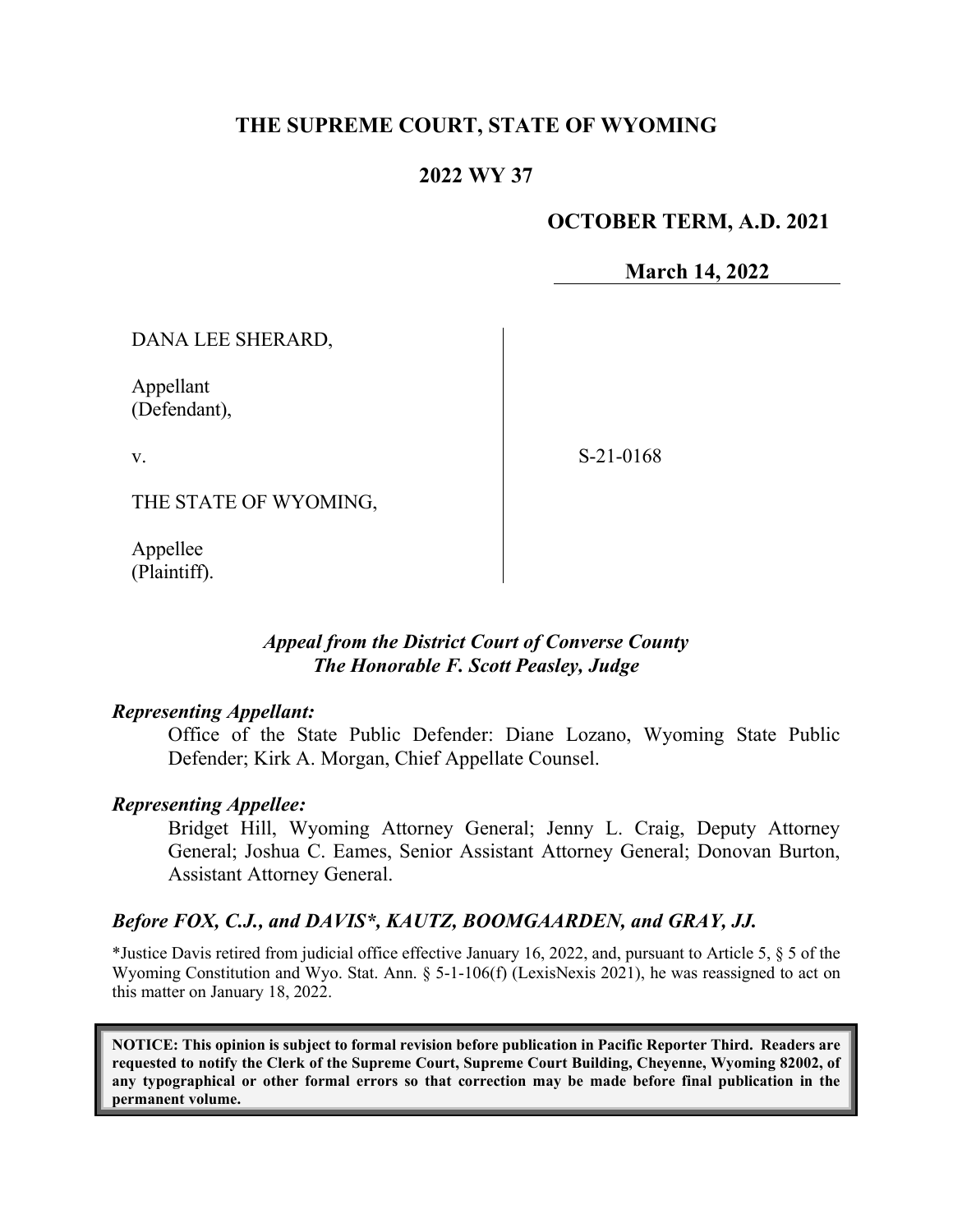# THE SUPREME COURT, STATE OF WYOMING

## 2022 WY 37

**OCTOBER TERM, A.D. 2021**

**March 14, 2022**

| | |
|---|---|
| DANA LEE SHERARD,<br><br>Appellant<br>(Defendant),<br><br>v.<br><br>THE STATE OF WYOMING,<br><br>Appellee<br>(Plaintiff). | S-21-0168 |

***Appeal from the District Court of Converse County***
***The Honorable F. Scott Peasley, Judge***

***Representing Appellant:***

Office of the State Public Defender: Diane Lozano, Wyoming State Public Defender; Kirk A. Morgan, Chief Appellate Counsel.

***Representing Appellee:***

Bridget Hill, Wyoming Attorney General; Jenny L. Craig, Deputy Attorney General; Joshua C. Eames, Senior Assistant Attorney General; Donovan Burton, Assistant Attorney General.

***Before FOX, C.J., and DAVIS\*, KAUTZ, BOOMGAARDEN, and GRAY, JJ.***

\*Justice Davis retired from judicial office effective January 16, 2022, and, pursuant to Article 5, § 5 of the Wyoming Constitution and Wyo. Stat. Ann. § 5-1-106(f) (LexisNexis 2021), he was reassigned to act on this matter on January 18, 2022.

**NOTICE: This opinion is subject to formal revision before publication in Pacific Reporter Third. Readers are requested to notify the Clerk of the Supreme Court, Supreme Court Building, Cheyenne, Wyoming 82002, of any typographical or other formal errors so that correction may be made before final publication in the permanent volume.**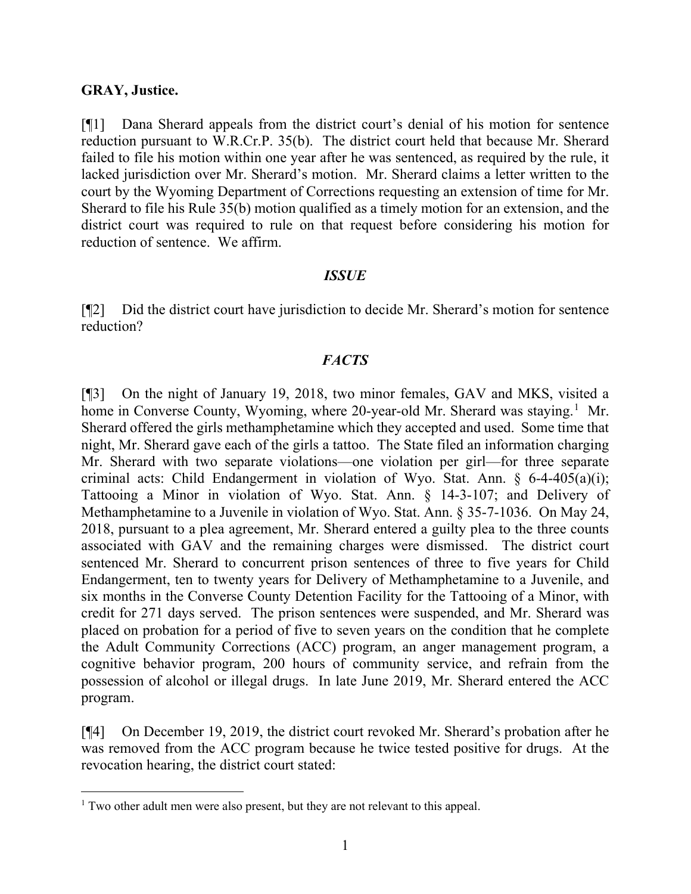**GRAY, Justice.**

[¶1] Dana Sherard appeals from the district court's denial of his motion for sentence reduction pursuant to W.R.Cr.P. 35(b). The district court held that because Mr. Sherard failed to file his motion within one year after he was sentenced, as required by the rule, it lacked jurisdiction over Mr. Sherard's motion. Mr. Sherard claims a letter written to the court by the Wyoming Department of Corrections requesting an extension of time for Mr. Sherard to file his Rule 35(b) motion qualified as a timely motion for an extension, and the district court was required to rule on that request before considering his motion for reduction of sentence. We affirm.

### *ISSUE*

[¶2] Did the district court have jurisdiction to decide Mr. Sherard's motion for sentence reduction?

### *FACTS*

[¶3] On the night of January 19, 2018, two minor females, GAV and MKS, visited a home in Converse County, Wyoming, where 20-year-old Mr. Sherard was staying.[1] Mr. Sherard offered the girls methamphetamine which they accepted and used. Some time that night, Mr. Sherard gave each of the girls a tattoo. The State filed an information charging Mr. Sherard with two separate violations—one violation per girl—for three separate criminal acts: Child Endangerment in violation of Wyo. Stat. Ann. § 6-4-405(a)(i); Tattooing a Minor in violation of Wyo. Stat. Ann. § 14-3-107; and Delivery of Methamphetamine to a Juvenile in violation of Wyo. Stat. Ann. § 35-7-1036. On May 24, 2018, pursuant to a plea agreement, Mr. Sherard entered a guilty plea to the three counts associated with GAV and the remaining charges were dismissed. The district court sentenced Mr. Sherard to concurrent prison sentences of three to five years for Child Endangerment, ten to twenty years for Delivery of Methamphetamine to a Juvenile, and six months in the Converse County Detention Facility for the Tattooing of a Minor, with credit for 271 days served. The prison sentences were suspended, and Mr. Sherard was placed on probation for a period of five to seven years on the condition that he complete the Adult Community Corrections (ACC) program, an anger management program, a cognitive behavior program, 200 hours of community service, and refrain from the possession of alcohol or illegal drugs. In late June 2019, Mr. Sherard entered the ACC program.

[¶4] On December 19, 2019, the district court revoked Mr. Sherard's probation after he was removed from the ACC program because he twice tested positive for drugs. At the revocation hearing, the district court stated:

---

[1] Two other adult men were also present, but they are not relevant to this appeal.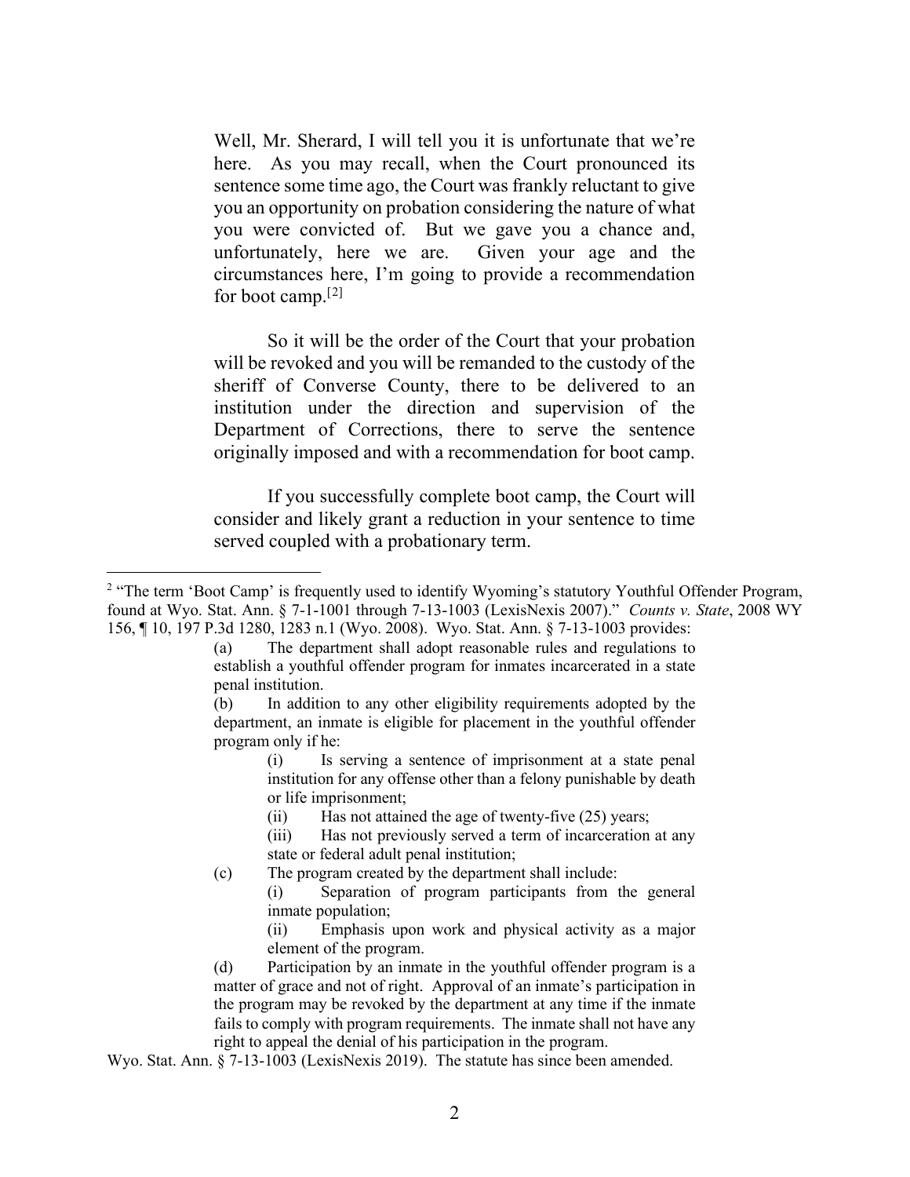> Well, Mr. Sherard, I will tell you it is unfortunate that we're here. As you may recall, when the Court pronounced its sentence some time ago, the Court was frankly reluctant to give you an opportunity on probation considering the nature of what you were convicted of. But we gave you a chance and, unfortunately, here we are. Given your age and the circumstances here, I'm going to provide a recommendation for boot camp.[2]
>
> So it will be the order of the Court that your probation will be revoked and you will be remanded to the custody of the sheriff of Converse County, there to be delivered to an institution under the direction and supervision of the Department of Corrections, there to serve the sentence originally imposed and with a recommendation for boot camp.
>
> If you successfully complete boot camp, the Court will consider and likely grant a reduction in your sentence to time served coupled with a probationary term.

---

[2] "The term 'Boot Camp' is frequently used to identify Wyoming's statutory Youthful Offender Program, found at Wyo. Stat. Ann. § 7-1-1001 through 7-13-1003 (LexisNexis 2007)." *Counts v. State*, 2008 WY 156, ¶ 10, 197 P.3d 1280, 1283 n.1 (Wyo. 2008). Wyo. Stat. Ann. § 7-13-1003 provides:

> (a) The department shall adopt reasonable rules and regulations to establish a youthful offender program for inmates incarcerated in a state penal institution.
>
> (b) In addition to any other eligibility requirements adopted by the department, an inmate is eligible for placement in the youthful offender program only if he:
>
> > (i) Is serving a sentence of imprisonment at a state penal institution for any offense other than a felony punishable by death or life imprisonment;
> >
> > (ii) Has not attained the age of twenty-five (25) years;
> >
> > (iii) Has not previously served a term of incarceration at any state or federal adult penal institution;
>
> (c) The program created by the department shall include:
>
> > (i) Separation of program participants from the general inmate population;
> >
> > (ii) Emphasis upon work and physical activity as a major element of the program.
>
> (d) Participation by an inmate in the youthful offender program is a matter of grace and not of right. Approval of an inmate's participation in the program may be revoked by the department at any time if the inmate fails to comply with program requirements. The inmate shall not have any right to appeal the denial of his participation in the program.

Wyo. Stat. Ann. § 7-13-1003 (LexisNexis 2019). The statute has since been amended.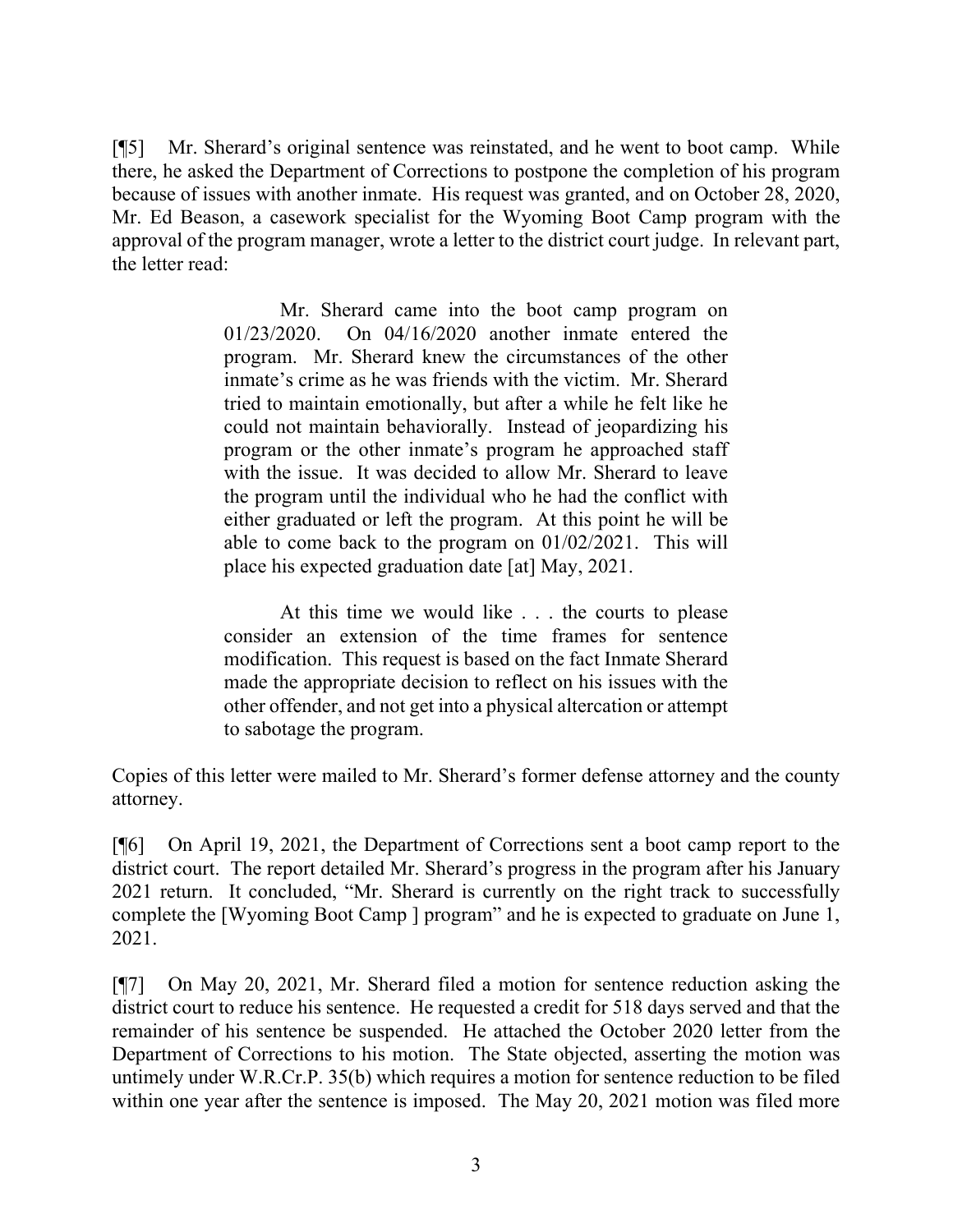[¶5] Mr. Sherard's original sentence was reinstated, and he went to boot camp. While there, he asked the Department of Corrections to postpone the completion of his program because of issues with another inmate. His request was granted, and on October 28, 2020, Mr. Ed Beason, a casework specialist for the Wyoming Boot Camp program with the approval of the program manager, wrote a letter to the district court judge. In relevant part, the letter read:

> Mr. Sherard came into the boot camp program on 01/23/2020. On 04/16/2020 another inmate entered the program. Mr. Sherard knew the circumstances of the other inmate's crime as he was friends with the victim. Mr. Sherard tried to maintain emotionally, but after a while he felt like he could not maintain behaviorally. Instead of jeopardizing his program or the other inmate's program he approached staff with the issue. It was decided to allow Mr. Sherard to leave the program until the individual who he had the conflict with either graduated or left the program. At this point he will be able to come back to the program on 01/02/2021. This will place his expected graduation date [at] May, 2021.
>
> At this time we would like . . . the courts to please consider an extension of the time frames for sentence modification. This request is based on the fact Inmate Sherard made the appropriate decision to reflect on his issues with the other offender, and not get into a physical altercation or attempt to sabotage the program.

Copies of this letter were mailed to Mr. Sherard's former defense attorney and the county attorney.

[¶6] On April 19, 2021, the Department of Corrections sent a boot camp report to the district court. The report detailed Mr. Sherard's progress in the program after his January 2021 return. It concluded, "Mr. Sherard is currently on the right track to successfully complete the [Wyoming Boot Camp ] program" and he is expected to graduate on June 1, 2021.

[¶7] On May 20, 2021, Mr. Sherard filed a motion for sentence reduction asking the district court to reduce his sentence. He requested a credit for 518 days served and that the remainder of his sentence be suspended. He attached the October 2020 letter from the Department of Corrections to his motion. The State objected, asserting the motion was untimely under W.R.Cr.P. 35(b) which requires a motion for sentence reduction to be filed within one year after the sentence is imposed. The May 20, 2021 motion was filed more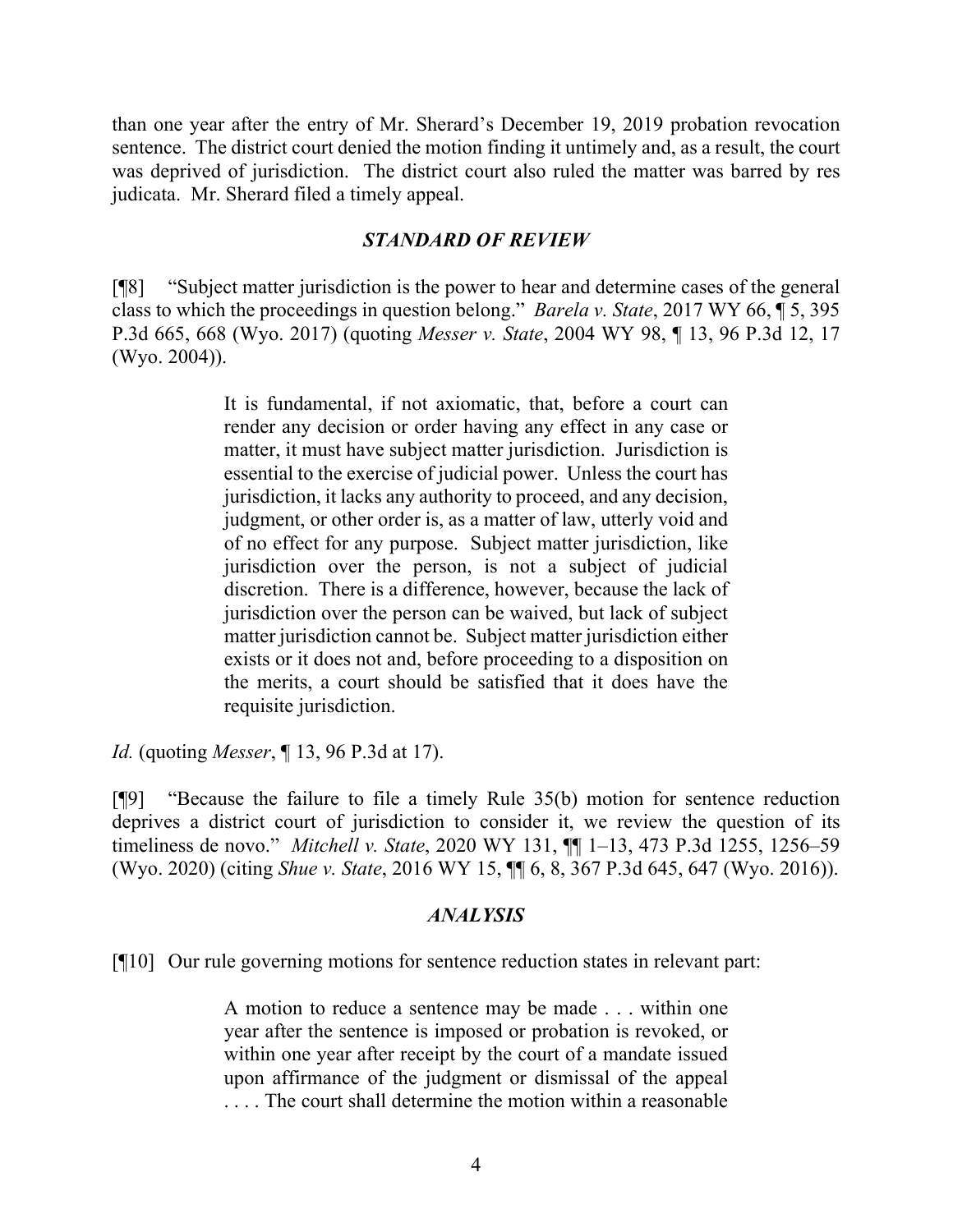than one year after the entry of Mr. Sherard's December 19, 2019 probation revocation sentence. The district court denied the motion finding it untimely and, as a result, the court was deprived of jurisdiction. The district court also ruled the matter was barred by res judicata. Mr. Sherard filed a timely appeal.

### *STANDARD OF REVIEW*

[¶8] "Subject matter jurisdiction is the power to hear and determine cases of the general class to which the proceedings in question belong." *Barela v. State*, 2017 WY 66, ¶ 5, 395 P.3d 665, 668 (Wyo. 2017) (quoting *Messer v. State*, 2004 WY 98, ¶ 13, 96 P.3d 12, 17 (Wyo. 2004)).

> It is fundamental, if not axiomatic, that, before a court can render any decision or order having any effect in any case or matter, it must have subject matter jurisdiction. Jurisdiction is essential to the exercise of judicial power. Unless the court has jurisdiction, it lacks any authority to proceed, and any decision, judgment, or other order is, as a matter of law, utterly void and of no effect for any purpose. Subject matter jurisdiction, like jurisdiction over the person, is not a subject of judicial discretion. There is a difference, however, because the lack of jurisdiction over the person can be waived, but lack of subject matter jurisdiction cannot be. Subject matter jurisdiction either exists or it does not and, before proceeding to a disposition on the merits, a court should be satisfied that it does have the requisite jurisdiction.

*Id.* (quoting *Messer*, ¶ 13, 96 P.3d at 17).

[¶9] "Because the failure to file a timely Rule 35(b) motion for sentence reduction deprives a district court of jurisdiction to consider it, we review the question of its timeliness de novo." *Mitchell v. State*, 2020 WY 131, ¶¶ 1–13, 473 P.3d 1255, 1256–59 (Wyo. 2020) (citing *Shue v. State*, 2016 WY 15, ¶¶ 6, 8, 367 P.3d 645, 647 (Wyo. 2016)).

### *ANALYSIS*

[¶10] Our rule governing motions for sentence reduction states in relevant part:

> A motion to reduce a sentence may be made . . . within one year after the sentence is imposed or probation is revoked, or within one year after receipt by the court of a mandate issued upon affirmance of the judgment or dismissal of the appeal . . . . The court shall determine the motion within a reasonable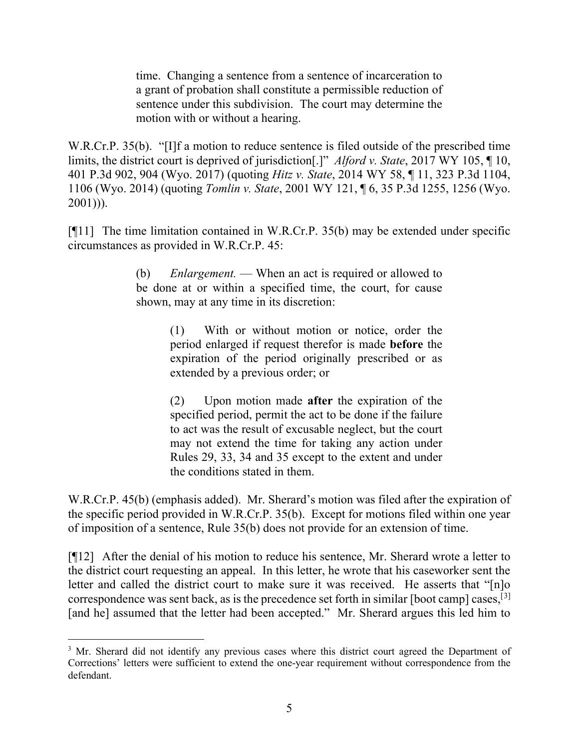> time. Changing a sentence from a sentence of incarceration to a grant of probation shall constitute a permissible reduction of sentence under this subdivision. The court may determine the motion with or without a hearing.

W.R.Cr.P. 35(b). "[I]f a motion to reduce sentence is filed outside of the prescribed time limits, the district court is deprived of jurisdiction[.]" *Alford v. State*, 2017 WY 105, ¶ 10, 401 P.3d 902, 904 (Wyo. 2017) (quoting *Hitz v. State*, 2014 WY 58, ¶ 11, 323 P.3d 1104, 1106 (Wyo. 2014) (quoting *Tomlin v. State*, 2001 WY 121, ¶ 6, 35 P.3d 1255, 1256 (Wyo. 2001))).

[¶11] The time limitation contained in W.R.Cr.P. 35(b) may be extended under specific circumstances as provided in W.R.Cr.P. 45:

> (b) *Enlargement.* — When an act is required or allowed to be done at or within a specified time, the court, for cause shown, may at any time in its discretion:
>
> > (1) With or without motion or notice, order the period enlarged if request therefor is made **before** the expiration of the period originally prescribed or as extended by a previous order; or
> >
> > (2) Upon motion made **after** the expiration of the specified period, permit the act to be done if the failure to act was the result of excusable neglect, but the court may not extend the time for taking any action under Rules 29, 33, 34 and 35 except to the extent and under the conditions stated in them.

W.R.Cr.P. 45(b) (emphasis added). Mr. Sherard's motion was filed after the expiration of the specific period provided in W.R.Cr.P. 35(b). Except for motions filed within one year of imposition of a sentence, Rule 35(b) does not provide for an extension of time.

[¶12] After the denial of his motion to reduce his sentence, Mr. Sherard wrote a letter to the district court requesting an appeal. In this letter, he wrote that his caseworker sent the letter and called the district court to make sure it was received. He asserts that "[n]o correspondence was sent back, as is the precedence set forth in similar [boot camp] cases,[3] [and he] assumed that the letter had been accepted." Mr. Sherard argues this led him to

---

[3] Mr. Sherard did not identify any previous cases where this district court agreed the Department of Corrections' letters were sufficient to extend the one-year requirement without correspondence from the defendant.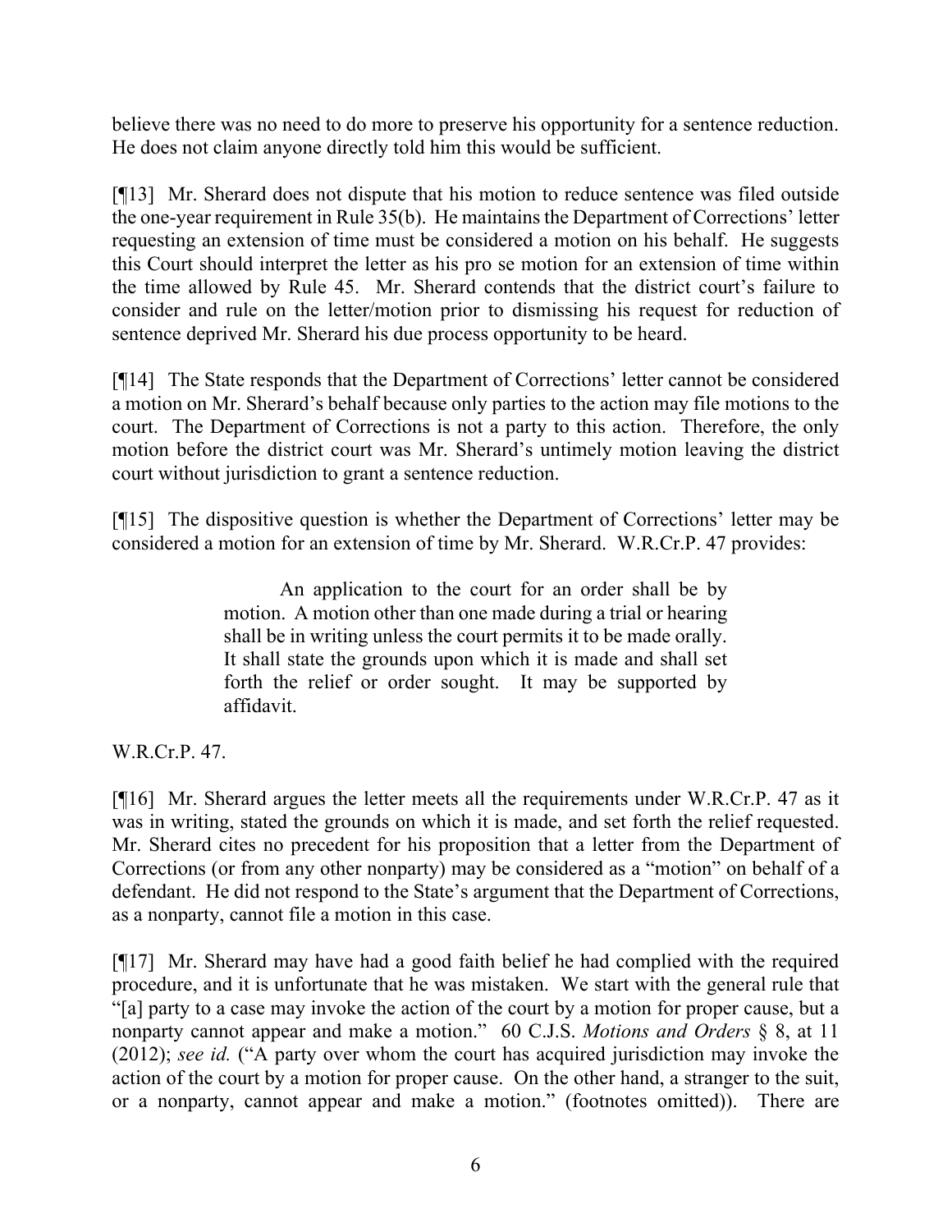believe there was no need to do more to preserve his opportunity for a sentence reduction. He does not claim anyone directly told him this would be sufficient.

[¶13] Mr. Sherard does not dispute that his motion to reduce sentence was filed outside the one-year requirement in Rule 35(b). He maintains the Department of Corrections' letter requesting an extension of time must be considered a motion on his behalf. He suggests this Court should interpret the letter as his pro se motion for an extension of time within the time allowed by Rule 45. Mr. Sherard contends that the district court's failure to consider and rule on the letter/motion prior to dismissing his request for reduction of sentence deprived Mr. Sherard his due process opportunity to be heard.

[¶14] The State responds that the Department of Corrections' letter cannot be considered a motion on Mr. Sherard's behalf because only parties to the action may file motions to the court. The Department of Corrections is not a party to this action. Therefore, the only motion before the district court was Mr. Sherard's untimely motion leaving the district court without jurisdiction to grant a sentence reduction.

[¶15] The dispositive question is whether the Department of Corrections' letter may be considered a motion for an extension of time by Mr. Sherard. W.R.Cr.P. 47 provides:

> An application to the court for an order shall be by motion. A motion other than one made during a trial or hearing shall be in writing unless the court permits it to be made orally. It shall state the grounds upon which it is made and shall set forth the relief or order sought. It may be supported by affidavit.

W.R.Cr.P. 47.

[¶16] Mr. Sherard argues the letter meets all the requirements under W.R.Cr.P. 47 as it was in writing, stated the grounds on which it is made, and set forth the relief requested. Mr. Sherard cites no precedent for his proposition that a letter from the Department of Corrections (or from any other nonparty) may be considered as a "motion" on behalf of a defendant. He did not respond to the State's argument that the Department of Corrections, as a nonparty, cannot file a motion in this case.

[¶17] Mr. Sherard may have had a good faith belief he had complied with the required procedure, and it is unfortunate that he was mistaken. We start with the general rule that "[a] party to a case may invoke the action of the court by a motion for proper cause, but a nonparty cannot appear and make a motion." 60 C.J.S. *Motions and Orders* § 8, at 11 (2012); *see id.* ("A party over whom the court has acquired jurisdiction may invoke the action of the court by a motion for proper cause. On the other hand, a stranger to the suit, or a nonparty, cannot appear and make a motion." (footnotes omitted)). There are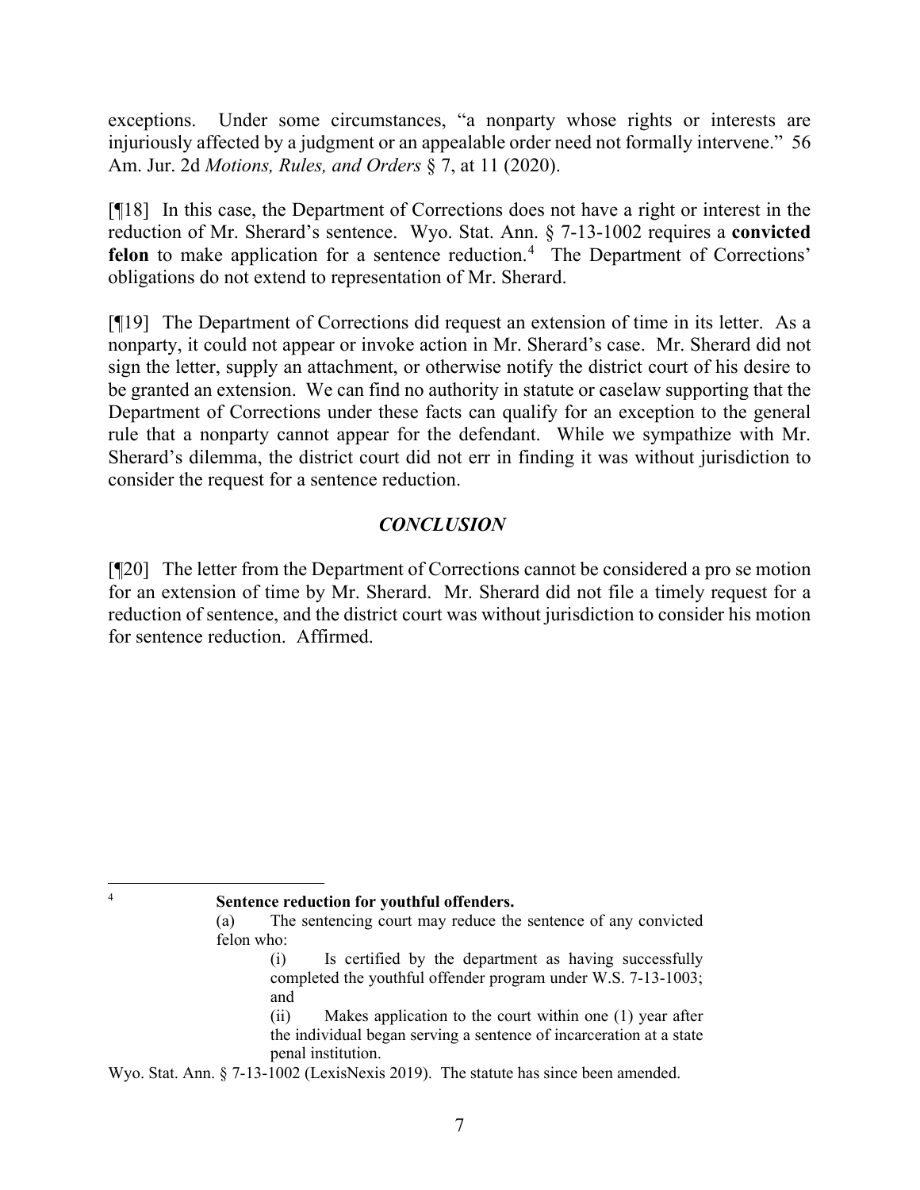exceptions. Under some circumstances, "a nonparty whose rights or interests are injuriously affected by a judgment or an appealable order need not formally intervene." 56 Am. Jur. 2d *Motions, Rules, and Orders* § 7, at 11 (2020).

[¶18] In this case, the Department of Corrections does not have a right or interest in the reduction of Mr. Sherard's sentence. Wyo. Stat. Ann. § 7-13-1002 requires a **convicted felon** to make application for a sentence reduction.[4] The Department of Corrections' obligations do not extend to representation of Mr. Sherard.

[¶19] The Department of Corrections did request an extension of time in its letter. As a nonparty, it could not appear or invoke action in Mr. Sherard's case. Mr. Sherard did not sign the letter, supply an attachment, or otherwise notify the district court of his desire to be granted an extension. We can find no authority in statute or caselaw supporting that the Department of Corrections under these facts can qualify for an exception to the general rule that a nonparty cannot appear for the defendant. While we sympathize with Mr. Sherard's dilemma, the district court did not err in finding it was without jurisdiction to consider the request for a sentence reduction.

### *CONCLUSION*

[¶20] The letter from the Department of Corrections cannot be considered a pro se motion for an extension of time by Mr. Sherard. Mr. Sherard did not file a timely request for a reduction of sentence, and the district court was without jurisdiction to consider his motion for sentence reduction. Affirmed.

---

[4] **Sentence reduction for youthful offenders.**

> (a) The sentencing court may reduce the sentence of any convicted felon who:
>
> > (i) Is certified by the department as having successfully completed the youthful offender program under W.S. 7-13-1003; and
> >
> > (ii) Makes application to the court within one (1) year after the individual began serving a sentence of incarceration at a state penal institution.

Wyo. Stat. Ann. § 7-13-1002 (LexisNexis 2019). The statute has since been amended.